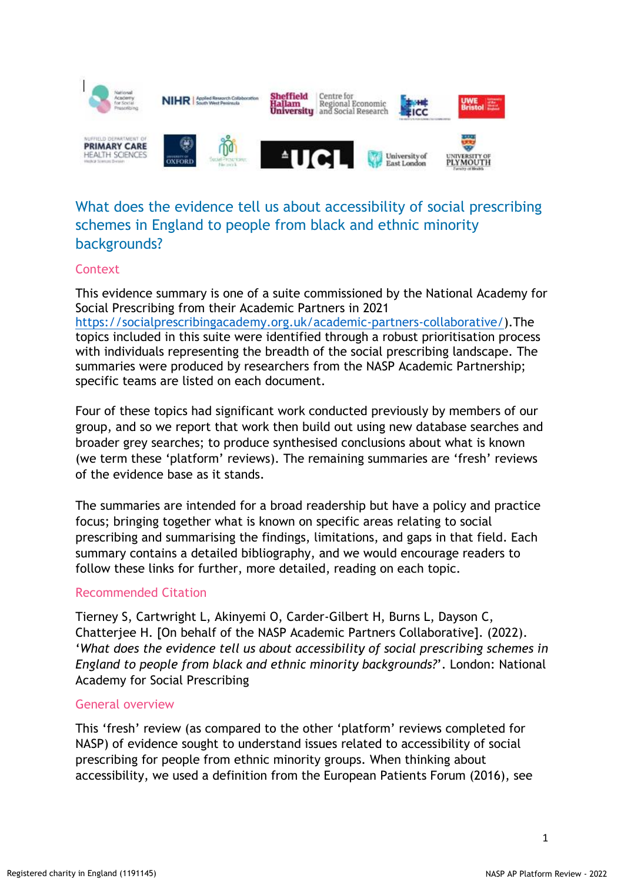# What does the evidence tell us about accessibility of social prescribing schemes in England to people from black and ethnic minority backgrounds?

## Context

This evidence summary is one of a suite commissioned by the National Academy for Social Prescribing from their Academic Partners in 2021 https://socialprescribingacademy.org.uk/academic-partners-collaborative/).The topics included in this suite were identified through a robust prioritisation process with individuals representing the breadth of the social prescribing landscape. The summaries were produced by researchers from the NASP Academic Partnership; specific teams are listed on each document.

Four of these topics had significant work conducted previously by members of our group, and so we report that work then build out using new database searches and broader grey searches; to produce synthesised conclusions about what is known (we term these 'platform' reviews). The remaining summaries are 'fresh' reviews of the evidence base as it stands.

The summaries are intended for a broad readership but have a policy and practice focus; bringing together what is known on specific areas relating to social prescribing and summarising the findings, limitations, and gaps in that field. Each summary contains a detailed bibliography, and we would encourage readers to follow these links for further, more detailed, reading on each topic.

## Recommended Citation

Tierney S, Cartwright L, Akinyemi O, Carder-Gilbert H, Burns L, Dayson C, Chatterjee H. [On behalf of the NASP Academic Partners Collaborative]. (2022). '*What does the evidence tell us about accessibility of social prescribing schemes in England to people from black and ethnic minority backgrounds?*'. London: National Academy for Social Prescribing

## General overview

This 'fresh' review (as compared to the other 'platform' reviews completed for NASP) of evidence sought to understand issues related to accessibility of social prescribing for people from ethnic minority groups. When thinking about accessibility, we used a definition from the European Patients Forum (2016), see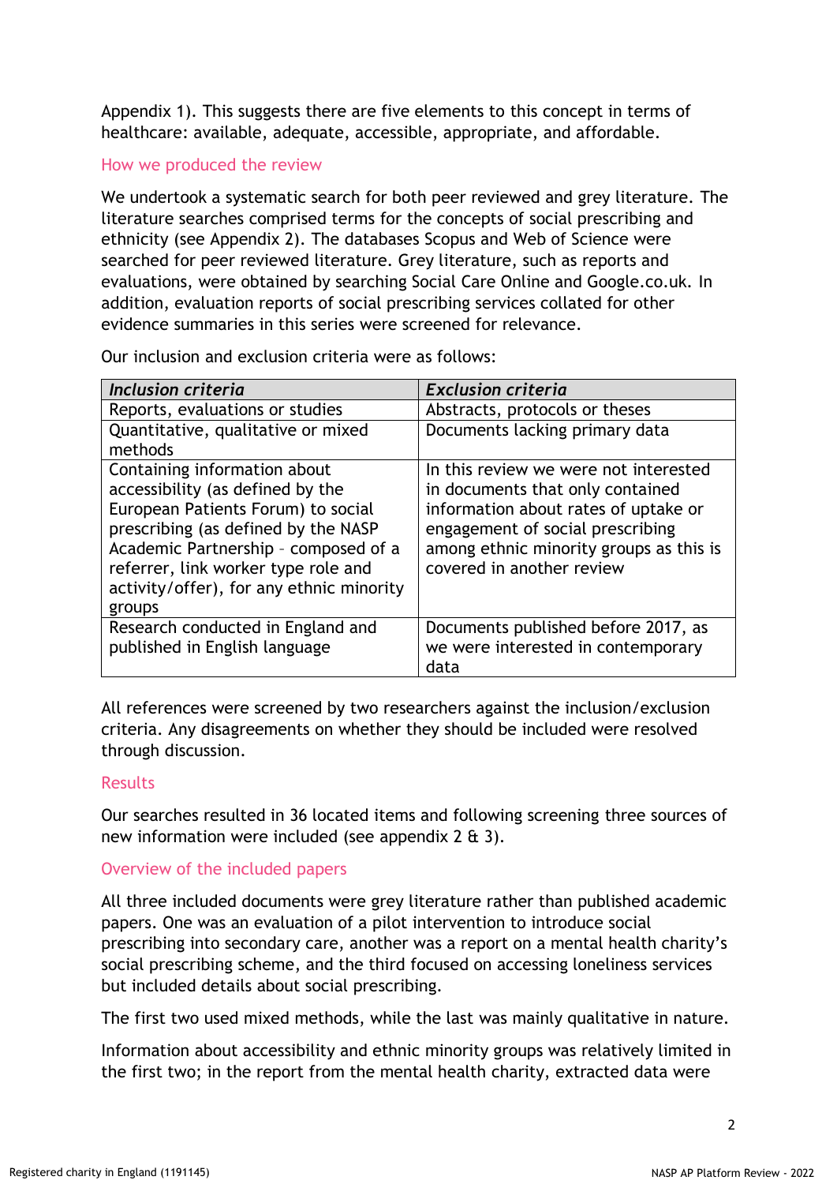Appendix 1). This suggests there are five elements to this concept in terms of healthcare: available, adequate, accessible, appropriate, and affordable.

### How we produced the review

We undertook a systematic search for both peer reviewed and grey literature. The literature searches comprised terms for the concepts of social prescribing and ethnicity (see Appendix 2). The databases Scopus and Web of Science were searched for peer reviewed literature. Grey literature, such as reports and evaluations, were obtained by searching Social Care Online and Google.co.uk. In addition, evaluation reports of social prescribing services collated for other evidence summaries in this series were screened for relevance.

Our inclusion and exclusion criteria were as follows:

| *Inclusion criteria* | *Exclusion criteria* |
|---|---|
| Reports, evaluations or studies | Abstracts, protocols or theses |
| Quantitative, qualitative or mixed methods | Documents lacking primary data |
| Containing information about accessibility (as defined by the European Patients Forum) to social prescribing (as defined by the NASP Academic Partnership – composed of a referrer, link worker type role and activity/offer), for any ethnic minority groups | In this review we were not interested in documents that only contained information about rates of uptake or engagement of social prescribing among ethnic minority groups as this is covered in another review |
| Research conducted in England and published in English language | Documents published before 2017, as we were interested in contemporary data |

All references were screened by two researchers against the inclusion/exclusion criteria. Any disagreements on whether they should be included were resolved through discussion.

### Results

Our searches resulted in 36 located items and following screening three sources of new information were included (see appendix 2 & 3).

### Overview of the included papers

All three included documents were grey literature rather than published academic papers. One was an evaluation of a pilot intervention to introduce social prescribing into secondary care, another was a report on a mental health charity's social prescribing scheme, and the third focused on accessing loneliness services but included details about social prescribing.

The first two used mixed methods, while the last was mainly qualitative in nature.

Information about accessibility and ethnic minority groups was relatively limited in the first two; in the report from the mental health charity, extracted data were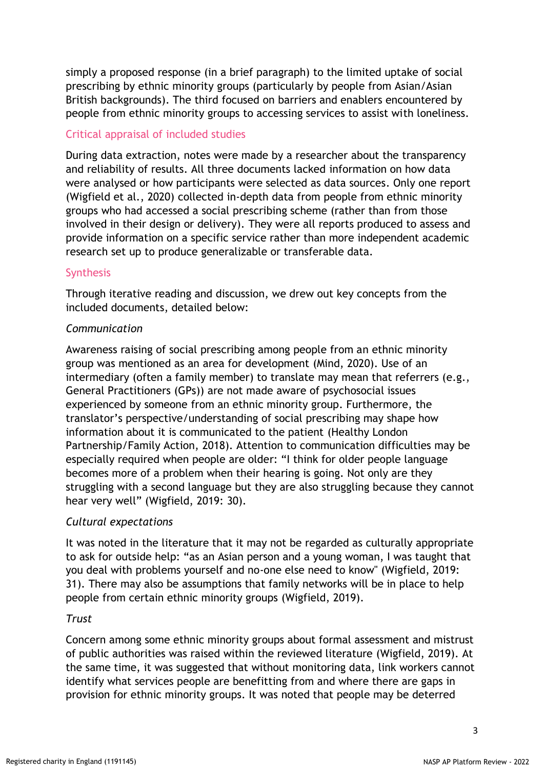simply a proposed response (in a brief paragraph) to the limited uptake of social prescribing by ethnic minority groups (particularly by people from Asian/Asian British backgrounds). The third focused on barriers and enablers encountered by people from ethnic minority groups to accessing services to assist with loneliness.

### Critical appraisal of included studies

During data extraction, notes were made by a researcher about the transparency and reliability of results. All three documents lacked information on how data were analysed or how participants were selected as data sources. Only one report (Wigfield et al., 2020) collected in-depth data from people from ethnic minority groups who had accessed a social prescribing scheme (rather than from those involved in their design or delivery). They were all reports produced to assess and provide information on a specific service rather than more independent academic research set up to produce generalizable or transferable data.

### Synthesis

Through iterative reading and discussion, we drew out key concepts from the included documents, detailed below:

*Communication*

Awareness raising of social prescribing among people from an ethnic minority group was mentioned as an area for development (Mind, 2020). Use of an intermediary (often a family member) to translate may mean that referrers (e.g., General Practitioners (GPs)) are not made aware of psychosocial issues experienced by someone from an ethnic minority group. Furthermore, the translator's perspective/understanding of social prescribing may shape how information about it is communicated to the patient (Healthy London Partnership/Family Action, 2018). Attention to communication difficulties may be especially required when people are older: "I think for older people language becomes more of a problem when their hearing is going. Not only are they struggling with a second language but they are also struggling because they cannot hear very well" (Wigfield, 2019: 30).

*Cultural expectations*

It was noted in the literature that it may not be regarded as culturally appropriate to ask for outside help: "as an Asian person and a young woman, I was taught that you deal with problems yourself and no-one else need to know" (Wigfield, 2019: 31). There may also be assumptions that family networks will be in place to help people from certain ethnic minority groups (Wigfield, 2019).

*Trust*

Concern among some ethnic minority groups about formal assessment and mistrust of public authorities was raised within the reviewed literature (Wigfield, 2019). At the same time, it was suggested that without monitoring data, link workers cannot identify what services people are benefitting from and where there are gaps in provision for ethnic minority groups. It was noted that people may be deterred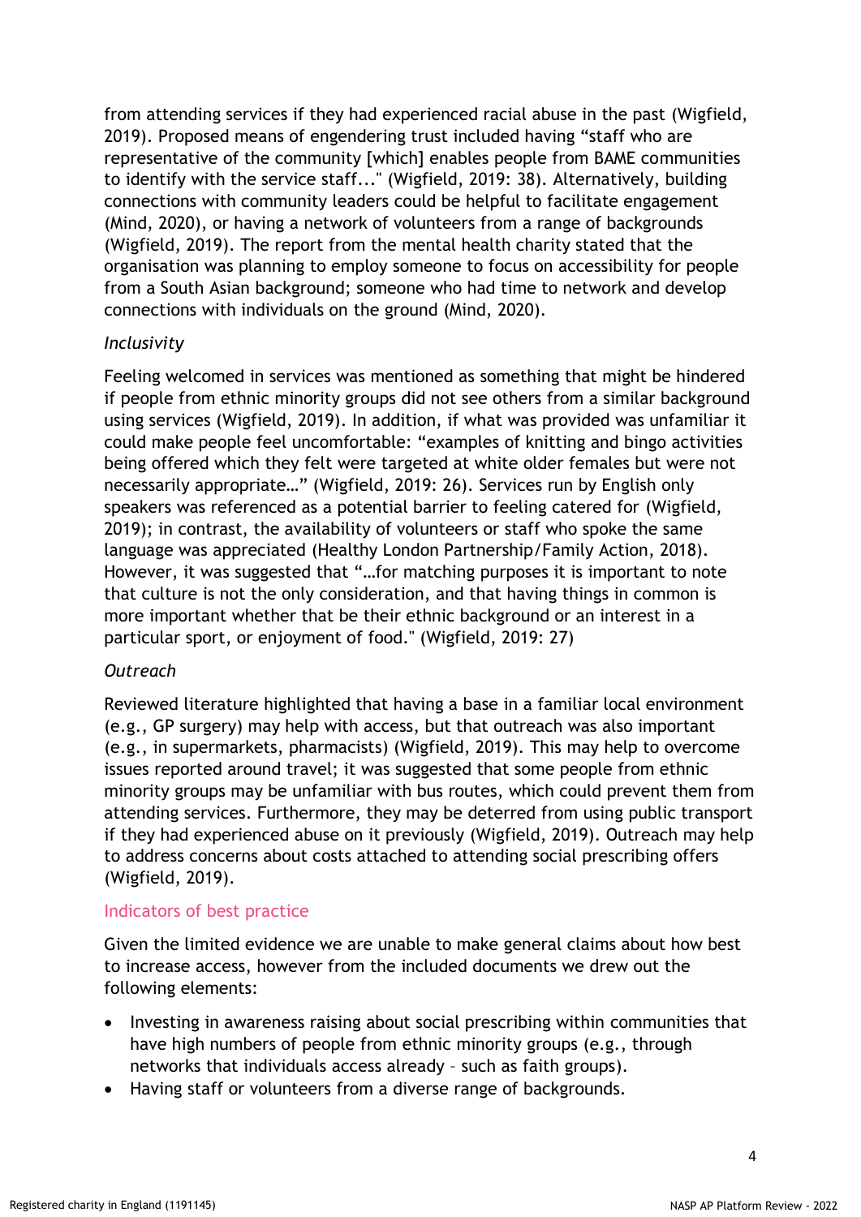from attending services if they had experienced racial abuse in the past (Wigfield, 2019). Proposed means of engendering trust included having "staff who are representative of the community [which] enables people from BAME communities to identify with the service staff..." (Wigfield, 2019: 38). Alternatively, building connections with community leaders could be helpful to facilitate engagement (Mind, 2020), or having a network of volunteers from a range of backgrounds (Wigfield, 2019). The report from the mental health charity stated that the organisation was planning to employ someone to focus on accessibility for people from a South Asian background; someone who had time to network and develop connections with individuals on the ground (Mind, 2020).

*Inclusivity*

Feeling welcomed in services was mentioned as something that might be hindered if people from ethnic minority groups did not see others from a similar background using services (Wigfield, 2019). In addition, if what was provided was unfamiliar it could make people feel uncomfortable: "examples of knitting and bingo activities being offered which they felt were targeted at white older females but were not necessarily appropriate…" (Wigfield, 2019: 26). Services run by English only speakers was referenced as a potential barrier to feeling catered for (Wigfield, 2019); in contrast, the availability of volunteers or staff who spoke the same language was appreciated (Healthy London Partnership/Family Action, 2018). However, it was suggested that "…for matching purposes it is important to note that culture is not the only consideration, and that having things in common is more important whether that be their ethnic background or an interest in a particular sport, or enjoyment of food." (Wigfield, 2019: 27)

*Outreach*

Reviewed literature highlighted that having a base in a familiar local environment (e.g., GP surgery) may help with access, but that outreach was also important (e.g., in supermarkets, pharmacists) (Wigfield, 2019). This may help to overcome issues reported around travel; it was suggested that some people from ethnic minority groups may be unfamiliar with bus routes, which could prevent them from attending services. Furthermore, they may be deterred from using public transport if they had experienced abuse on it previously (Wigfield, 2019). Outreach may help to address concerns about costs attached to attending social prescribing offers (Wigfield, 2019).

### Indicators of best practice

Given the limited evidence we are unable to make general claims about how best to increase access, however from the included documents we drew out the following elements:

- Investing in awareness raising about social prescribing within communities that have high numbers of people from ethnic minority groups (e.g., through networks that individuals access already – such as faith groups).
- Having staff or volunteers from a diverse range of backgrounds.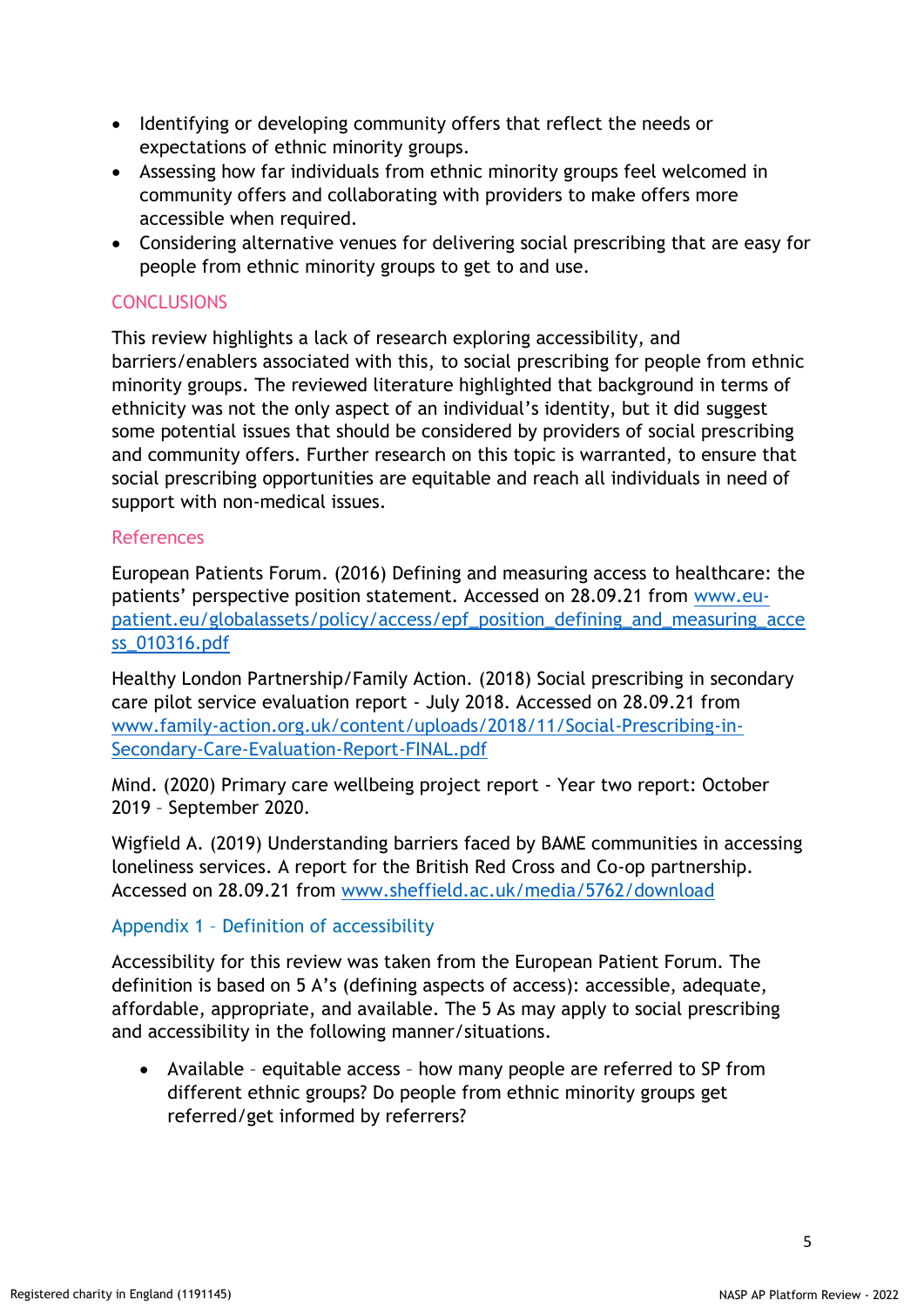- Identifying or developing community offers that reflect the needs or expectations of ethnic minority groups.
- Assessing how far individuals from ethnic minority groups feel welcomed in community offers and collaborating with providers to make offers more accessible when required.
- Considering alternative venues for delivering social prescribing that are easy for people from ethnic minority groups to get to and use.

## CONCLUSIONS

This review highlights a lack of research exploring accessibility, and barriers/enablers associated with this, to social prescribing for people from ethnic minority groups. The reviewed literature highlighted that background in terms of ethnicity was not the only aspect of an individual's identity, but it did suggest some potential issues that should be considered by providers of social prescribing and community offers. Further research on this topic is warranted, to ensure that social prescribing opportunities are equitable and reach all individuals in need of support with non-medical issues.

## References

European Patients Forum. (2016) Defining and measuring access to healthcare: the patients' perspective position statement. Accessed on 28.09.21 from www.eu-patient.eu/globalassets/policy/access/epf_position_defining_and_measuring_access_010316.pdf

Healthy London Partnership/Family Action. (2018) Social prescribing in secondary care pilot service evaluation report - July 2018. Accessed on 28.09.21 from www.family-action.org.uk/content/uploads/2018/11/Social-Prescribing-in-Secondary-Care-Evaluation-Report-FINAL.pdf

Mind. (2020) Primary care wellbeing project report - Year two report: October 2019 – September 2020.

Wigfield A. (2019) Understanding barriers faced by BAME communities in accessing loneliness services. A report for the British Red Cross and Co-op partnership. Accessed on 28.09.21 from www.sheffield.ac.uk/media/5762/download

## Appendix 1 – Definition of accessibility

Accessibility for this review was taken from the European Patient Forum. The definition is based on 5 A's (defining aspects of access): accessible, adequate, affordable, appropriate, and available. The 5 As may apply to social prescribing and accessibility in the following manner/situations.

- Available – equitable access – how many people are referred to SP from different ethnic groups? Do people from ethnic minority groups get referred/get informed by referrers?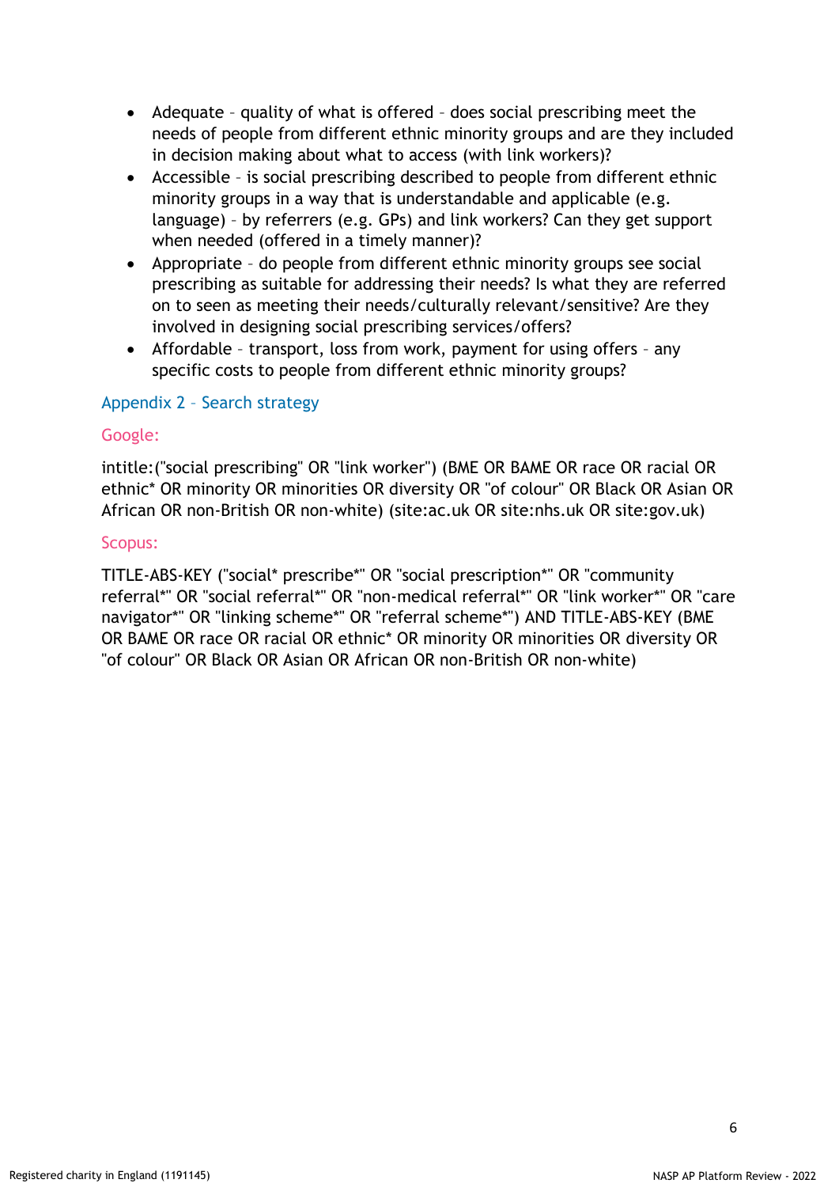- Adequate – quality of what is offered – does social prescribing meet the needs of people from different ethnic minority groups and are they included in decision making about what to access (with link workers)?
- Accessible – is social prescribing described to people from different ethnic minority groups in a way that is understandable and applicable (e.g. language) – by referrers (e.g. GPs) and link workers? Can they get support when needed (offered in a timely manner)?
- Appropriate – do people from different ethnic minority groups see social prescribing as suitable for addressing their needs? Is what they are referred on to seen as meeting their needs/culturally relevant/sensitive? Are they involved in designing social prescribing services/offers?
- Affordable – transport, loss from work, payment for using offers – any specific costs to people from different ethnic minority groups?

## Appendix 2 – Search strategy

### Google:

intitle:("social prescribing" OR "link worker") (BME OR BAME OR race OR racial OR ethnic* OR minority OR minorities OR diversity OR "of colour" OR Black OR Asian OR African OR non-British OR non-white) (site:ac.uk OR site:nhs.uk OR site:gov.uk)

### Scopus:

TITLE-ABS-KEY ("social* prescribe*" OR "social prescription*" OR "community referral*" OR "social referral*" OR "non-medical referral*" OR "link worker*" OR "care navigator*" OR "linking scheme*" OR "referral scheme*") AND TITLE-ABS-KEY (BME OR BAME OR race OR racial OR ethnic* OR minority OR minorities OR diversity OR "of colour" OR Black OR Asian OR African OR non-British OR non-white)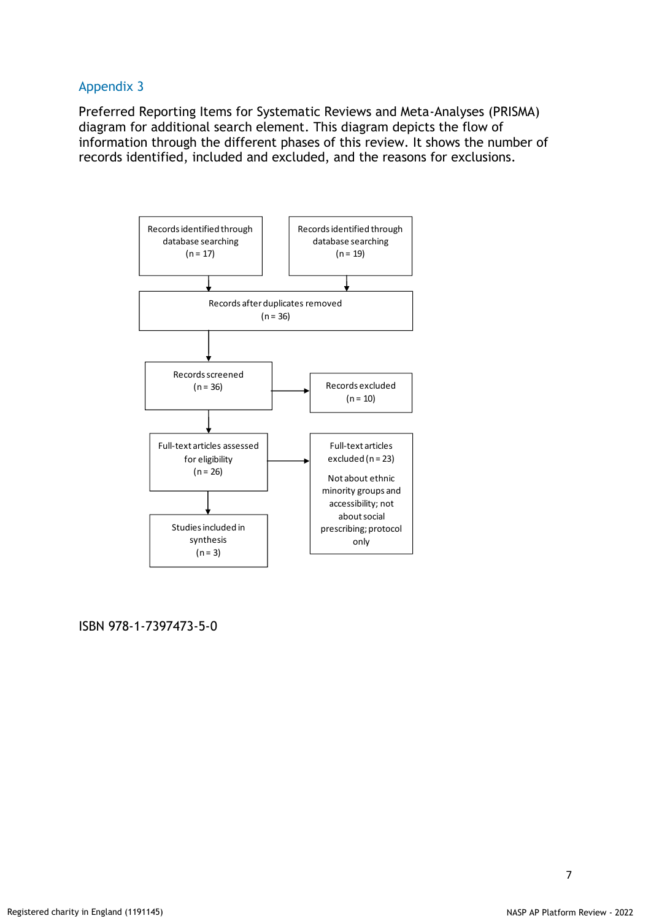## Appendix 3

Preferred Reporting Items for Systematic Reviews and Meta-Analyses (PRISMA) diagram for additional search element. This diagram depicts the flow of information through the different phases of this review. It shows the number of records identified, included and excluded, and the reasons for exclusions.

Records identified through database searching (n = 17)

Records identified through database searching (n = 19)

Records after duplicates removed (n = 36)

Records screened (n = 36)

Records excluded (n = 10)

Full-text articles assessed for eligibility (n = 26)

Full-text articles excluded (n = 23)

Not about ethnic minority groups and accessibility; not about social prescribing; protocol only

Studies included in synthesis (n = 3)

ISBN 978-1-7397473-5-0

Registered charity in England (1191145)